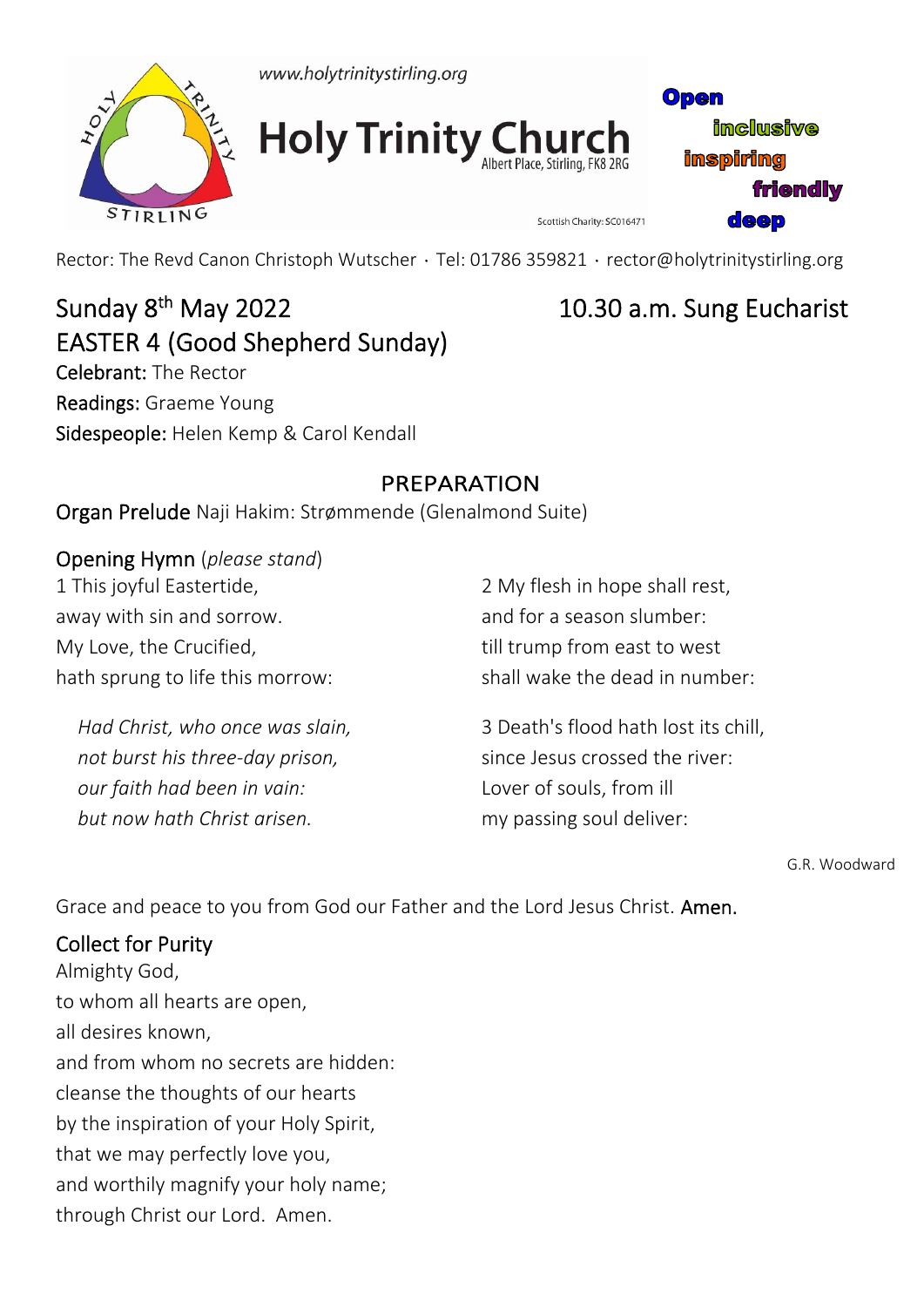www.holytrinitystirling.org

# Holy Trinity Church

Albert Place, Stirling, FK8 2RG

Scottish Charity: SC016471

Open
inclusive
inspiring
friendly
deep

Rector: The Revd Canon Christoph Wutscher · Tel: 01786 359821 · rector@holytrinitystirling.org

## Sunday 8th May 2022 — 10.30 a.m. Sung Eucharist

## EASTER 4 (Good Shepherd Sunday)

Celebrant: The Rector
Readings: Graeme Young
Sidespeople: Helen Kemp & Carol Kendall

### PREPARATION

Organ Prelude Naji Hakim: Strømmende (Glenalmond Suite)

Opening Hymn (*please stand*)

1 This joyful Eastertide,
away with sin and sorrow.
My Love, the Crucified,
hath sprung to life this morrow:

*Had Christ, who once was slain,*
*not burst his three-day prison,*
*our faith had been in vain:*
*but now hath Christ arisen.*

2 My flesh in hope shall rest,
and for a season slumber:
till trump from east to west
shall wake the dead in number:

3 Death's flood hath lost its chill,
since Jesus crossed the river:
Lover of souls, from ill
my passing soul deliver:

G.R. Woodward

Grace and peace to you from God our Father and the Lord Jesus Christ. **Amen.**

Collect for Purity

Almighty God,
to whom all hearts are open,
all desires known,
and from whom no secrets are hidden:
cleanse the thoughts of our hearts
by the inspiration of your Holy Spirit,
that we may perfectly love you,
and worthily magnify your holy name;
through Christ our Lord. Amen.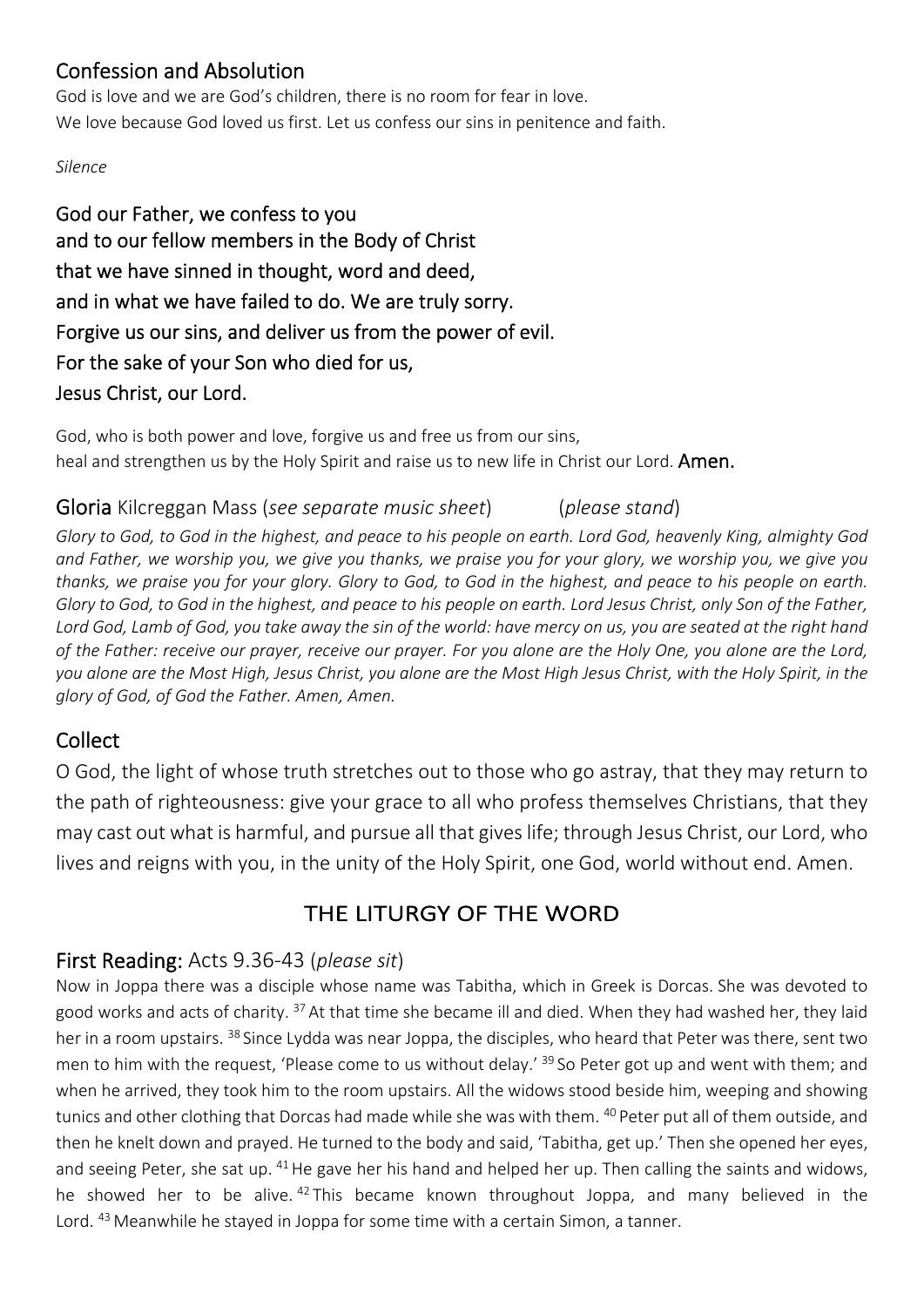## Confession and Absolution

God is love and we are God's children, there is no room for fear in love.
We love because God loved us first. Let us confess our sins in penitence and faith.

*Silence*

**God our Father, we confess to you**
**and to our fellow members in the Body of Christ**
**that we have sinned in thought, word and deed,**
**and in what we have failed to do. We are truly sorry.**
**Forgive us our sins, and deliver us from the power of evil.**
**For the sake of your Son who died for us,**
**Jesus Christ, our Lord.**

God, who is both power and love, forgive us and free us from our sins,
heal and strengthen us by the Holy Spirit and raise us to new life in Christ our Lord. **Amen.**

## Gloria Kilcreggan Mass (*see separate music sheet*) (*please stand*)

*Glory to God, to God in the highest, and peace to his people on earth. Lord God, heavenly King, almighty God and Father, we worship you, we give you thanks, we praise you for your glory, we worship you, we give you thanks, we praise you for your glory. Glory to God, to God in the highest, and peace to his people on earth. Glory to God, to God in the highest, and peace to his people on earth. Lord Jesus Christ, only Son of the Father, Lord God, Lamb of God, you take away the sin of the world: have mercy on us, you are seated at the right hand of the Father: receive our prayer, receive our prayer. For you alone are the Holy One, you alone are the Lord, you alone are the Most High, Jesus Christ, you alone are the Most High Jesus Christ, with the Holy Spirit, in the glory of God, of God the Father. Amen, Amen.*

## Collect

O God, the light of whose truth stretches out to those who go astray, that they may return to the path of righteousness: give your grace to all who profess themselves Christians, that they may cast out what is harmful, and pursue all that gives life; through Jesus Christ, our Lord, who lives and reigns with you, in the unity of the Holy Spirit, one God, world without end. Amen.

# THE LITURGY OF THE WORD

## First Reading: Acts 9.36-43 (*please sit*)

Now in Joppa there was a disciple whose name was Tabitha, which in Greek is Dorcas. She was devoted to good works and acts of charity. [37] At that time she became ill and died. When they had washed her, they laid her in a room upstairs. [38] Since Lydda was near Joppa, the disciples, who heard that Peter was there, sent two men to him with the request, 'Please come to us without delay.' [39] So Peter got up and went with them; and when he arrived, they took him to the room upstairs. All the widows stood beside him, weeping and showing tunics and other clothing that Dorcas had made while she was with them. [40] Peter put all of them outside, and then he knelt down and prayed. He turned to the body and said, 'Tabitha, get up.' Then she opened her eyes, and seeing Peter, she sat up. [41] He gave her his hand and helped her up. Then calling the saints and widows, he showed her to be alive. [42] This became known throughout Joppa, and many believed in the Lord. [43] Meanwhile he stayed in Joppa for some time with a certain Simon, a tanner.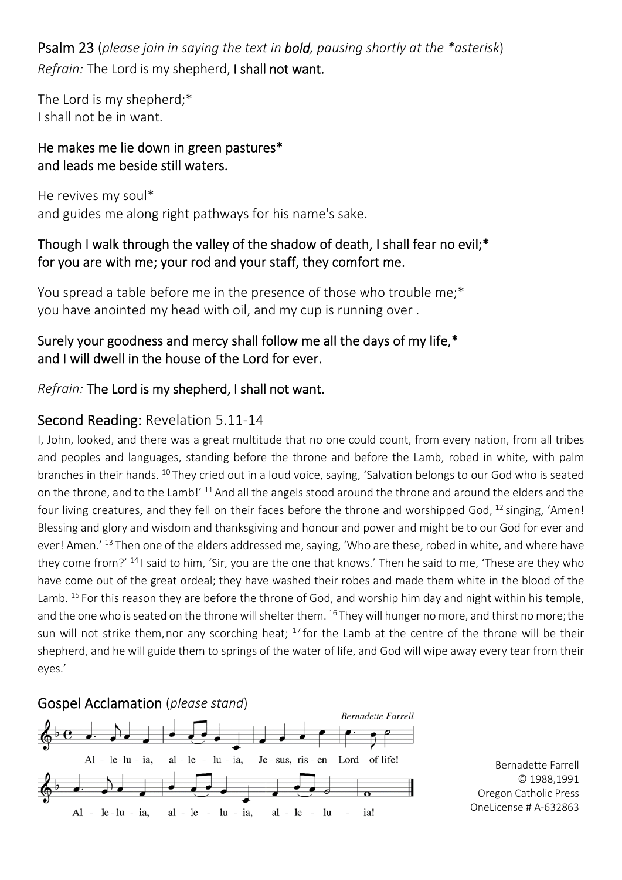## Psalm 23 (*please join in saying the text in **bold**, pausing shortly at the *asterisk*)

*Refrain:* The Lord is my shepherd, **I shall not want.**

The Lord is my shepherd;*
I shall not be in want.

**He makes me lie down in green pastures***
**and leads me beside still waters.**

He revives my soul*
and guides me along right pathways for his name's sake.

**Though I walk through the valley of the shadow of death, I shall fear no evil;***
**for you are with me; your rod and your staff, they comfort me.**

You spread a table before me in the presence of those who trouble me;*
you have anointed my head with oil, and my cup is running over .

**Surely your goodness and mercy shall follow me all the days of my life,***
**and I will dwell in the house of the Lord for ever.**

*Refrain:* **The Lord is my shepherd, I shall not want.**

## Second Reading: Revelation 5.11-14

I, John, looked, and there was a great multitude that no one could count, from every nation, from all tribes and peoples and languages, standing before the throne and before the Lamb, robed in white, with palm branches in their hands. [10] They cried out in a loud voice, saying, 'Salvation belongs to our God who is seated on the throne, and to the Lamb!' [11] And all the angels stood around the throne and around the elders and the four living creatures, and they fell on their faces before the throne and worshipped God, [12] singing, 'Amen! Blessing and glory and wisdom and thanksgiving and honour and power and might be to our God for ever and ever! Amen.' [13] Then one of the elders addressed me, saying, 'Who are these, robed in white, and where have they come from?' [14] I said to him, 'Sir, you are the one that knows.' Then he said to me, 'These are they who have come out of the great ordeal; they have washed their robes and made them white in the blood of the Lamb. [15] For this reason they are before the throne of God, and worship him day and night within his temple, and the one who is seated on the throne will shelter them. [16] They will hunger no more, and thirst no more; the sun will not strike them, nor any scorching heat; [17] for the Lamb at the centre of the throne will be their shepherd, and he will guide them to springs of the water of life, and God will wipe away every tear from their eyes.'

## Gospel Acclamation (*please stand*)

*Bernadette Farrell*

Alleluia, alleluia, Jesus, risen Lord of life!
Alleluia, alleluia, alleluia!

Bernadette Farrell
© 1988,1991
Oregon Catholic Press
OneLicense # A-632863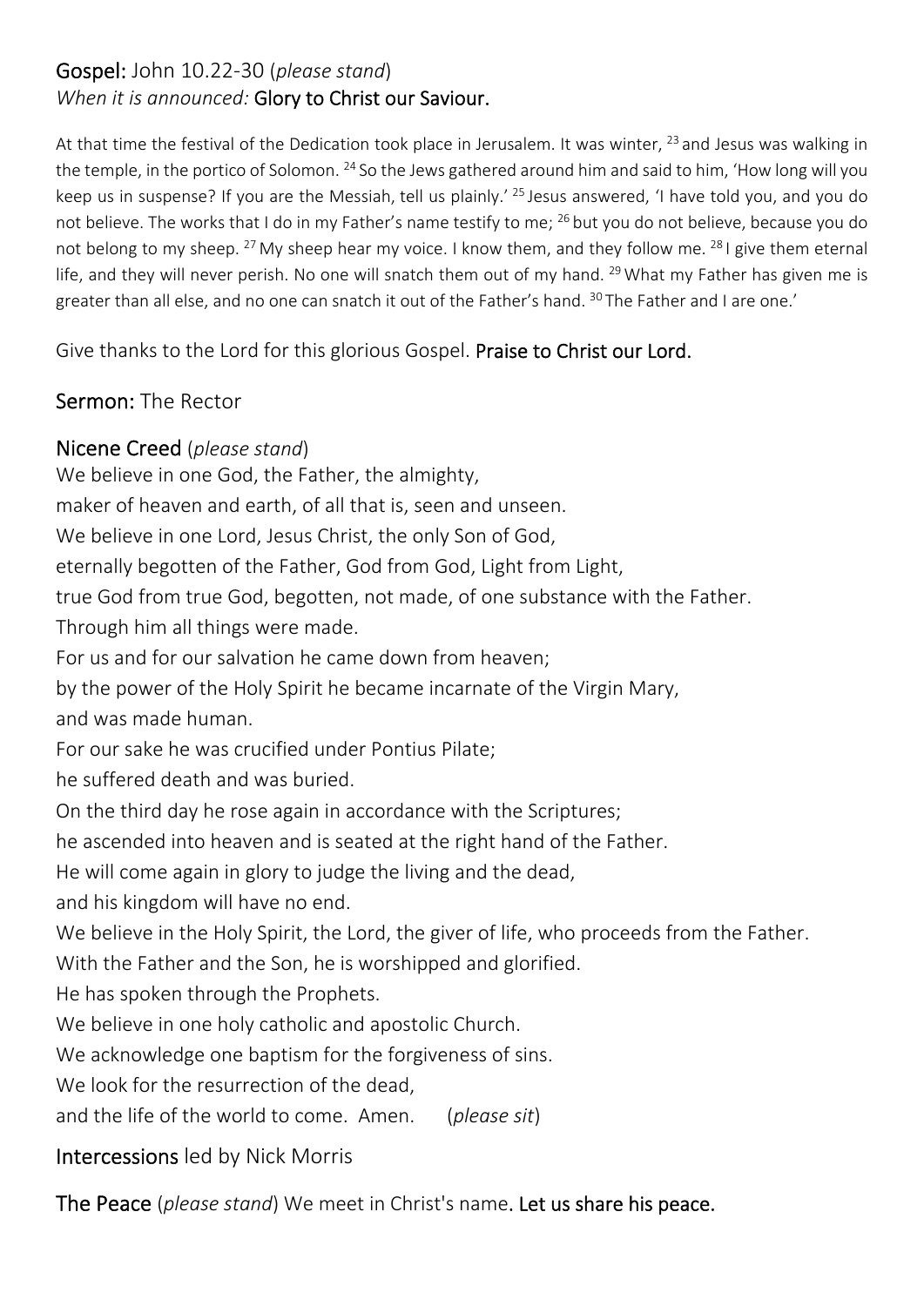**Gospel:** John 10.22-30 (*please stand*)
*When it is announced:* **Glory to Christ our Saviour.**

At that time the festival of the Dedication took place in Jerusalem. It was winter, [23] and Jesus was walking in the temple, in the portico of Solomon. [24] So the Jews gathered around him and said to him, 'How long will you keep us in suspense? If you are the Messiah, tell us plainly.' [25] Jesus answered, 'I have told you, and you do not believe. The works that I do in my Father's name testify to me; [26] but you do not believe, because you do not belong to my sheep. [27] My sheep hear my voice. I know them, and they follow me. [28] I give them eternal life, and they will never perish. No one will snatch them out of my hand. [29] What my Father has given me is greater than all else, and no one can snatch it out of the Father's hand. [30] The Father and I are one.'

Give thanks to the Lord for this glorious Gospel. **Praise to Christ our Lord.**

**Sermon:** The Rector

**Nicene Creed** (*please stand*)

We believe in one God, the Father, the almighty,
maker of heaven and earth, of all that is, seen and unseen.
We believe in one Lord, Jesus Christ, the only Son of God,
eternally begotten of the Father, God from God, Light from Light,
true God from true God, begotten, not made, of one substance with the Father.
Through him all things were made.
For us and for our salvation he came down from heaven;
by the power of the Holy Spirit he became incarnate of the Virgin Mary,
and was made human.
For our sake he was crucified under Pontius Pilate;
he suffered death and was buried.
On the third day he rose again in accordance with the Scriptures;
he ascended into heaven and is seated at the right hand of the Father.
He will come again in glory to judge the living and the dead,
and his kingdom will have no end.
We believe in the Holy Spirit, the Lord, the giver of life, who proceeds from the Father.
With the Father and the Son, he is worshipped and glorified.
He has spoken through the Prophets.
We believe in one holy catholic and apostolic Church.
We acknowledge one baptism for the forgiveness of sins.
We look for the resurrection of the dead,
and the life of the world to come. Amen. (*please sit*)

**Intercessions** led by Nick Morris

**The Peace** (*please stand*) We meet in Christ's name. **Let us share his peace.**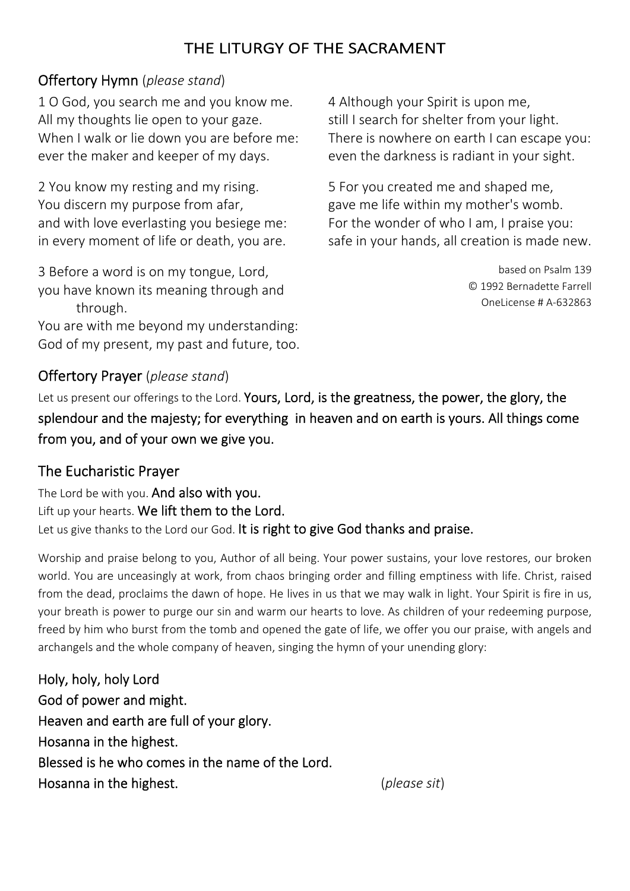# THE LITURGY OF THE SACRAMENT

## Offertory Hymn (*please stand*)

1 O God, you search me and you know me.
All my thoughts lie open to your gaze.
When I walk or lie down you are before me:
ever the maker and keeper of my days.

2 You know my resting and my rising.
You discern my purpose from afar,
and with love everlasting you besiege me:
in every moment of life or death, you are.

3 Before a word is on my tongue, Lord,
you have known its meaning through and through.
You are with me beyond my understanding:
God of my present, my past and future, too.

4 Although your Spirit is upon me,
still I search for shelter from your light.
There is nowhere on earth I can escape you:
even the darkness is radiant in your sight.

5 For you created me and shaped me,
gave me life within my mother's womb.
For the wonder of who I am, I praise you:
safe in your hands, all creation is made new.

based on Psalm 139
© 1992 Bernadette Farrell
OneLicense # A-632863

## Offertory Prayer (*please stand*)

Let us present our offerings to the Lord. **Yours, Lord, is the greatness, the power, the glory, the splendour and the majesty; for everything in heaven and on earth is yours. All things come from you, and of your own we give you.**

## The Eucharistic Prayer

The Lord be with you. **And also with you.**
Lift up your hearts. **We lift them to the Lord.**
Let us give thanks to the Lord our God. **It is right to give God thanks and praise.**

Worship and praise belong to you, Author of all being. Your power sustains, your love restores, our broken world. You are unceasingly at work, from chaos bringing order and filling emptiness with life. Christ, raised from the dead, proclaims the dawn of hope. He lives in us that we may walk in light. Your Spirit is fire in us, your breath is power to purge our sin and warm our hearts to love. As children of your redeeming purpose, freed by him who burst from the tomb and opened the gate of life, we offer you our praise, with angels and archangels and the whole company of heaven, singing the hymn of your unending glory:

**Holy, holy, holy Lord**
**God of power and might.**
**Heaven and earth are full of your glory.**
**Hosanna in the highest.**
**Blessed is he who comes in the name of the Lord.**
**Hosanna in the highest.** (*please sit*)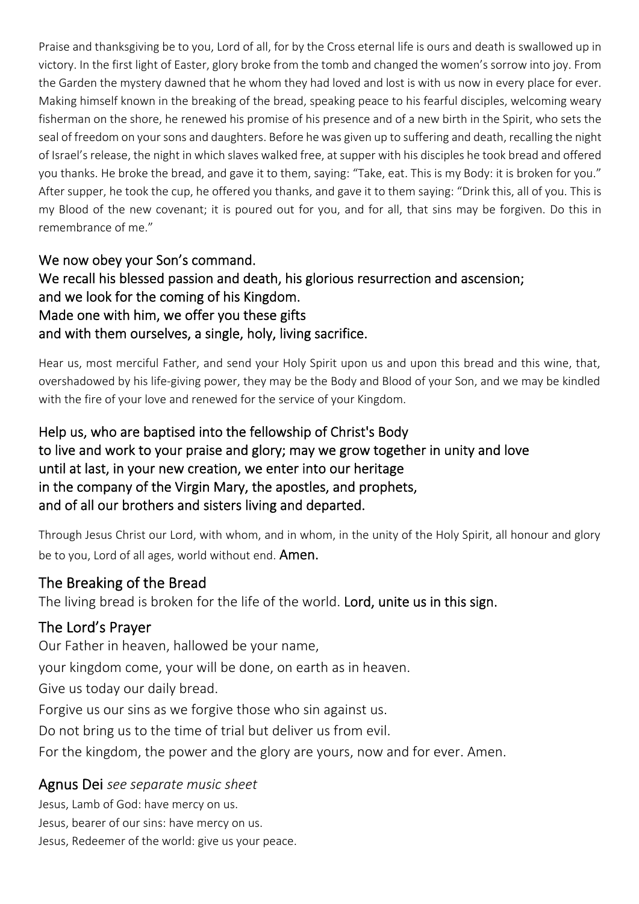Praise and thanksgiving be to you, Lord of all, for by the Cross eternal life is ours and death is swallowed up in victory. In the first light of Easter, glory broke from the tomb and changed the women's sorrow into joy. From the Garden the mystery dawned that he whom they had loved and lost is with us now in every place for ever. Making himself known in the breaking of the bread, speaking peace to his fearful disciples, welcoming weary fisherman on the shore, he renewed his promise of his presence and of a new birth in the Spirit, who sets the seal of freedom on your sons and daughters. Before he was given up to suffering and death, recalling the night of Israel's release, the night in which slaves walked free, at supper with his disciples he took bread and offered you thanks. He broke the bread, and gave it to them, saying: "Take, eat. This is my Body: it is broken for you." After supper, he took the cup, he offered you thanks, and gave it to them saying: "Drink this, all of you. This is my Blood of the new covenant; it is poured out for you, and for all, that sins may be forgiven. Do this in remembrance of me."

**We now obey your Son's command.**
**We recall his blessed passion and death, his glorious resurrection and ascension;**
**and we look for the coming of his Kingdom.**
**Made one with him, we offer you these gifts**
**and with them ourselves, a single, holy, living sacrifice.**

Hear us, most merciful Father, and send your Holy Spirit upon us and upon this bread and this wine, that, overshadowed by his life-giving power, they may be the Body and Blood of your Son, and we may be kindled with the fire of your love and renewed for the service of your Kingdom.

**Help us, who are baptised into the fellowship of Christ's Body**
**to live and work to your praise and glory; may we grow together in unity and love**
**until at last, in your new creation, we enter into our heritage**
**in the company of the Virgin Mary, the apostles, and prophets,**
**and of all our brothers and sisters living and departed.**

Through Jesus Christ our Lord, with whom, and in whom, in the unity of the Holy Spirit, all honour and glory be to you, Lord of all ages, world without end. **Amen.**

## The Breaking of the Bread

The living bread is broken for the life of the world. **Lord, unite us in this sign.**

## The Lord's Prayer

Our Father in heaven, hallowed be your name,
your kingdom come, your will be done, on earth as in heaven.
Give us today our daily bread.
Forgive us our sins as we forgive those who sin against us.
Do not bring us to the time of trial but deliver us from evil.
For the kingdom, the power and the glory are yours, now and for ever. Amen.

## Agnus Dei *see separate music sheet*

Jesus, Lamb of God: have mercy on us.
Jesus, bearer of our sins: have mercy on us.
Jesus, Redeemer of the world: give us your peace.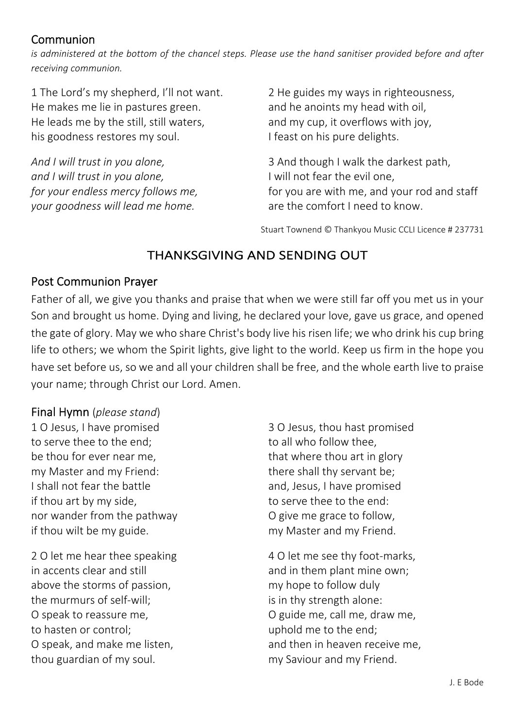## Communion

*is administered at the bottom of the chancel steps. Please use the hand sanitiser provided before and after receiving communion.*

1 The Lord's my shepherd, I'll not want.
He makes me lie in pastures green.
He leads me by the still, still waters,
his goodness restores my soul.

*And I will trust in you alone,*
*and I will trust in you alone,*
*for your endless mercy follows me,*
*your goodness will lead me home.*

2 He guides my ways in righteousness,
and he anoints my head with oil,
and my cup, it overflows with joy,
I feast on his pure delights.

3 And though I walk the darkest path,
I will not fear the evil one,
for you are with me, and your rod and staff
are the comfort I need to know.

Stuart Townend © Thankyou Music CCLI Licence # 237731

# THANKSGIVING AND SENDING OUT

## Post Communion Prayer

Father of all, we give you thanks and praise that when we were still far off you met us in your Son and brought us home. Dying and living, he declared your love, gave us grace, and opened the gate of glory. May we who share Christ's body live his risen life; we who drink his cup bring life to others; we whom the Spirit lights, give light to the world. Keep us firm in the hope you have set before us, so we and all your children shall be free, and the whole earth live to praise your name; through Christ our Lord. Amen.

## Final Hymn (*please stand*)

1 O Jesus, I have promised
to serve thee to the end;
be thou for ever near me,
my Master and my Friend:
I shall not fear the battle
if thou art by my side,
nor wander from the pathway
if thou wilt be my guide.

2 O let me hear thee speaking
in accents clear and still
above the storms of passion,
the murmurs of self-will;
O speak to reassure me,
to hasten or control;
O speak, and make me listen,
thou guardian of my soul.

3 O Jesus, thou hast promised
to all who follow thee,
that where thou art in glory
there shall thy servant be;
and, Jesus, I have promised
to serve thee to the end:
O give me grace to follow,
my Master and my Friend.

4 O let me see thy foot-marks,
and in them plant mine own;
my hope to follow duly
is in thy strength alone:
O guide me, call me, draw me,
uphold me to the end;
and then in heaven receive me,
my Saviour and my Friend.

J. E Bode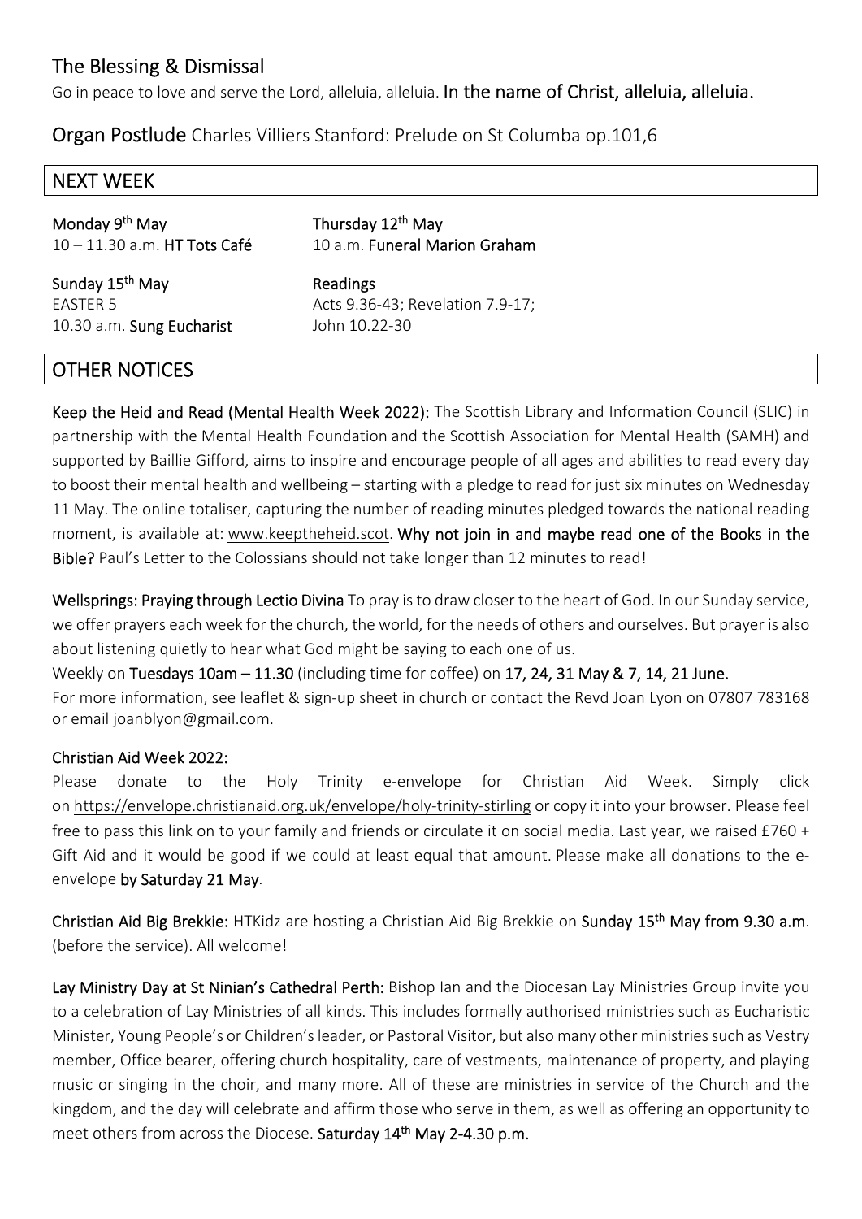## The Blessing & Dismissal

Go in peace to love and serve the Lord, alleluia, alleluia. **In the name of Christ, alleluia, alleluia.**

**Organ Postlude** Charles Villiers Stanford: Prelude on St Columba op.101,6

## NEXT WEEK

**Monday 9th May**
10 – 11.30 a.m. **HT Tots Café**

**Thursday 12th May**
10 a.m. **Funeral Marion Graham**

**Sunday 15th May**
EASTER 5
10.30 a.m. **Sung Eucharist**

**Readings**
Acts 9.36-43; Revelation 7.9-17; John 10.22-30

## OTHER NOTICES

**Keep the Heid and Read (Mental Health Week 2022):** The Scottish Library and Information Council (SLIC) in partnership with the Mental Health Foundation and the Scottish Association for Mental Health (SAMH) and supported by Baillie Gifford, aims to inspire and encourage people of all ages and abilities to read every day to boost their mental health and wellbeing – starting with a pledge to read for just six minutes on Wednesday 11 May. The online totaliser, capturing the number of reading minutes pledged towards the national reading moment, is available at: www.keeptheheid.scot. **Why not join in and maybe read one of the Books in the Bible?** Paul's Letter to the Colossians should not take longer than 12 minutes to read!

**Wellsprings: Praying through Lectio Divina** To pray is to draw closer to the heart of God. In our Sunday service, we offer prayers each week for the church, the world, for the needs of others and ourselves. But prayer is also about listening quietly to hear what God might be saying to each one of us.
Weekly on **Tuesdays 10am – 11.30** (including time for coffee) on **17, 24, 31 May & 7, 14, 21 June.**
For more information, see leaflet & sign-up sheet in church or contact the Revd Joan Lyon on 07807 783168 or email joanblyon@gmail.com.

**Christian Aid Week 2022:**
Please donate to the Holy Trinity e-envelope for Christian Aid Week. Simply click on https://envelope.christianaid.org.uk/envelope/holy-trinity-stirling or copy it into your browser. Please feel free to pass this link on to your family and friends or circulate it on social media. Last year, we raised £760 + Gift Aid and it would be good if we could at least equal that amount. Please make all donations to the e-envelope **by Saturday 21 May**.

**Christian Aid Big Brekkie:** HTKidz are hosting a Christian Aid Big Brekkie on **Sunday 15th May from 9.30 a.m**. (before the service). All welcome!

**Lay Ministry Day at St Ninian's Cathedral Perth:** Bishop Ian and the Diocesan Lay Ministries Group invite you to a celebration of Lay Ministries of all kinds. This includes formally authorised ministries such as Eucharistic Minister, Young People's or Children's leader, or Pastoral Visitor, but also many other ministries such as Vestry member, Office bearer, offering church hospitality, care of vestments, maintenance of property, and playing music or singing in the choir, and many more. All of these are ministries in service of the Church and the kingdom, and the day will celebrate and affirm those who serve in them, as well as offering an opportunity to meet others from across the Diocese. **Saturday 14th May 2-4.30 p.m.**